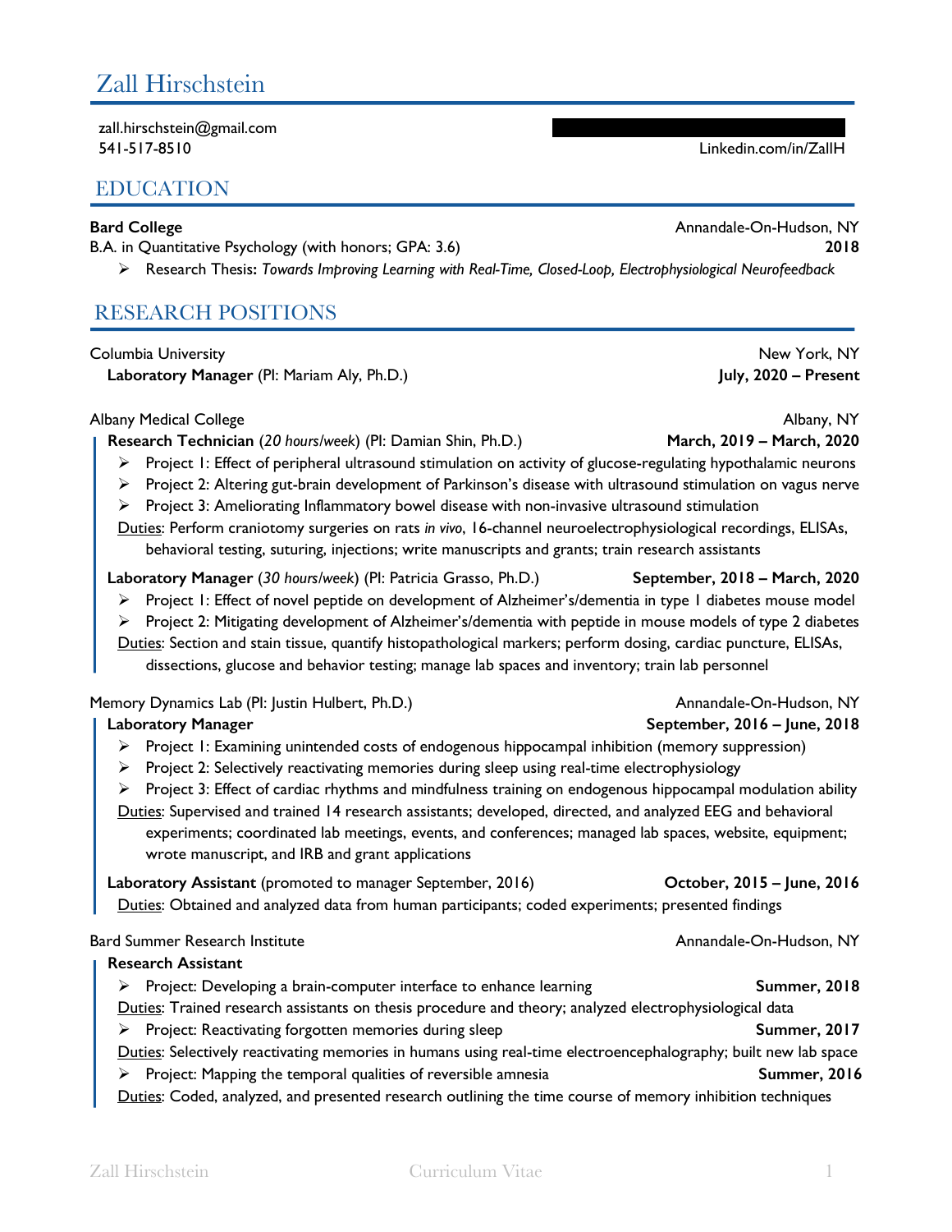# Zall Hirschstein

zall.hirschstein@gmail.com
541-517-8510
Linkedin.com/in/ZallH

## EDUCATION

**Bard College** — Annandale-On-Hudson, NY
B.A. in Quantitative Psychology (with honors; GPA: 3.6) — **2018**

- Research Thesis**:** *Towards Improving Learning with Real-Time, Closed-Loop, Electrophysiological Neurofeedback*

## RESEARCH POSITIONS

Columbia University — New York, NY
**Laboratory Manager** (PI: Mariam Aly, Ph.D.) — **July, 2020 – Present**

Albany Medical College — Albany, NY
**Research Technician** (*20 hours/week*) (PI: Damian Shin, Ph.D.) — **March, 2019 – March, 2020**

- Project 1: Effect of peripheral ultrasound stimulation on activity of glucose-regulating hypothalamic neurons
- Project 2: Altering gut-brain development of Parkinson's disease with ultrasound stimulation on vagus nerve
- Project 3: Ameliorating Inflammatory bowel disease with non-invasive ultrasound stimulation

Duties: Perform craniotomy surgeries on rats *in vivo*, 16-channel neuroelectrophysiological recordings, ELISAs, behavioral testing, suturing, injections; write manuscripts and grants; train research assistants

**Laboratory Manager** (*30 hours/week*) (PI: Patricia Grasso, Ph.D.) — **September, 2018 – March, 2020**

- Project 1: Effect of novel peptide on development of Alzheimer's/dementia in type 1 diabetes mouse model
- Project 2: Mitigating development of Alzheimer's/dementia with peptide in mouse models of type 2 diabetes

Duties: Section and stain tissue, quantify histopathological markers; perform dosing, cardiac puncture, ELISAs, dissections, glucose and behavior testing; manage lab spaces and inventory; train lab personnel

Memory Dynamics Lab (PI: Justin Hulbert, Ph.D.) — Annandale-On-Hudson, NY
**Laboratory Manager** — **September, 2016 – June, 2018**

- Project 1: Examining unintended costs of endogenous hippocampal inhibition (memory suppression)
- Project 2: Selectively reactivating memories during sleep using real-time electrophysiology
- Project 3: Effect of cardiac rhythms and mindfulness training on endogenous hippocampal modulation ability

Duties: Supervised and trained 14 research assistants; developed, directed, and analyzed EEG and behavioral experiments; coordinated lab meetings, events, and conferences; managed lab spaces, website, equipment; wrote manuscript, and IRB and grant applications

**Laboratory Assistant** (promoted to manager September, 2016) — **October, 2015 – June, 2016**
Duties: Obtained and analyzed data from human participants; coded experiments; presented findings

Bard Summer Research Institute — Annandale-On-Hudson, NY
**Research Assistant**

- Project: Developing a brain-computer interface to enhance learning — **Summer, 2018**

Duties: Trained research assistants on thesis procedure and theory; analyzed electrophysiological data

- Project: Reactivating forgotten memories during sleep — **Summer, 2017**

Duties: Selectively reactivating memories in humans using real-time electroencephalography; built new lab space

- Project: Mapping the temporal qualities of reversible amnesia — **Summer, 2016**

Duties: Coded, analyzed, and presented research outlining the time course of memory inhibition techniques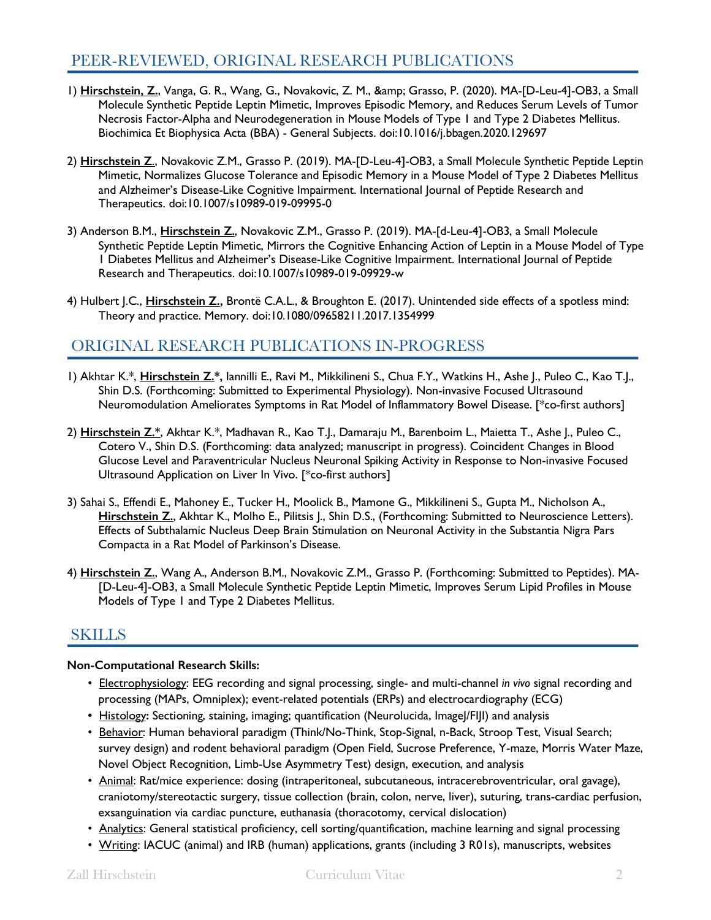## PEER-REVIEWED, ORIGINAL RESEARCH PUBLICATIONS

1) **Hirschstein, Z.**, Vanga, G. R., Wang, G., Novakovic, Z. M., &amp; Grasso, P. (2020). MA-[D-Leu-4]-OB3, a Small Molecule Synthetic Peptide Leptin Mimetic, Improves Episodic Memory, and Reduces Serum Levels of Tumor Necrosis Factor-Alpha and Neurodegeneration in Mouse Models of Type 1 and Type 2 Diabetes Mellitus. Biochimica Et Biophysica Acta (BBA) - General Subjects. doi:10.1016/j.bbagen.2020.129697

2) **Hirschstein Z**., Novakovic Z.M., Grasso P. (2019). MA-[D-Leu-4]-OB3, a Small Molecule Synthetic Peptide Leptin Mimetic, Normalizes Glucose Tolerance and Episodic Memory in a Mouse Model of Type 2 Diabetes Mellitus and Alzheimer's Disease-Like Cognitive Impairment. International Journal of Peptide Research and Therapeutics. doi:10.1007/s10989-019-09995-0

3) Anderson B.M., **Hirschstein Z.**, Novakovic Z.M., Grasso P. (2019). MA-[d-Leu-4]-OB3, a Small Molecule Synthetic Peptide Leptin Mimetic, Mirrors the Cognitive Enhancing Action of Leptin in a Mouse Model of Type 1 Diabetes Mellitus and Alzheimer's Disease-Like Cognitive Impairment. International Journal of Peptide Research and Therapeutics. doi:10.1007/s10989-019-09929-w

4) Hulbert J.C., **Hirschstein Z.**, Brontë C.A.L., & Broughton E. (2017). Unintended side effects of a spotless mind: Theory and practice. Memory. doi:10.1080/09658211.2017.1354999

## ORIGINAL RESEARCH PUBLICATIONS IN-PROGRESS

1) Akhtar K.*, **Hirschstein Z.***, Iannilli E., Ravi M., Mikkilineni S., Chua F.Y., Watkins H., Ashe J., Puleo C., Kao T.J., Shin D.S. (Forthcoming: Submitted to Experimental Physiology). Non-invasive Focused Ultrasound Neuromodulation Ameliorates Symptoms in Rat Model of Inflammatory Bowel Disease. [*co-first authors]

2) **Hirschstein Z.***, Akhtar K.*, Madhavan R., Kao T.J., Damaraju M., Barenboim L., Maietta T., Ashe J., Puleo C., Cotero V., Shin D.S. (Forthcoming: data analyzed; manuscript in progress). Coincident Changes in Blood Glucose Level and Paraventricular Nucleus Neuronal Spiking Activity in Response to Non-invasive Focused Ultrasound Application on Liver In Vivo. [*co-first authors]

3) Sahai S., Effendi E., Mahoney E., Tucker H., Moolick B., Mamone G., Mikkilineni S., Gupta M., Nicholson A., **Hirschstein Z.**, Akhtar K., Molho E., Pilitsis J., Shin D.S., (Forthcoming: Submitted to Neuroscience Letters). Effects of Subthalamic Nucleus Deep Brain Stimulation on Neuronal Activity in the Substantia Nigra Pars Compacta in a Rat Model of Parkinson's Disease.

4) **Hirschstein Z.**, Wang A., Anderson B.M., Novakovic Z.M., Grasso P. (Forthcoming: Submitted to Peptides). MA-[D-Leu-4]-OB3, a Small Molecule Synthetic Peptide Leptin Mimetic, Improves Serum Lipid Profiles in Mouse Models of Type 1 and Type 2 Diabetes Mellitus.

## SKILLS

**Non-Computational Research Skills:**

- Electrophysiology: EEG recording and signal processing, single- and multi-channel *in vivo* signal recording and processing (MAPs, Omniplex); event-related potentials (ERPs) and electrocardiography (ECG)
- Histology**:** Sectioning, staining, imaging; quantification (Neurolucida, ImageJ/FIJI) and analysis
- Behavior: Human behavioral paradigm (Think/No-Think, Stop-Signal, n-Back, Stroop Test, Visual Search; survey design) and rodent behavioral paradigm (Open Field, Sucrose Preference, Y-maze, Morris Water Maze, Novel Object Recognition, Limb-Use Asymmetry Test) design, execution, and analysis
- Animal: Rat/mice experience: dosing (intraperitoneal, subcutaneous, intracerebroventricular, oral gavage), craniotomy/stereotactic surgery, tissue collection (brain, colon, nerve, liver), suturing, trans-cardiac perfusion, exsanguination via cardiac puncture, euthanasia (thoracotomy, cervical dislocation)
- Analytics: General statistical proficiency, cell sorting/quantification, machine learning and signal processing
- Writing: IACUC (animal) and IRB (human) applications, grants (including 3 R01s), manuscripts, websites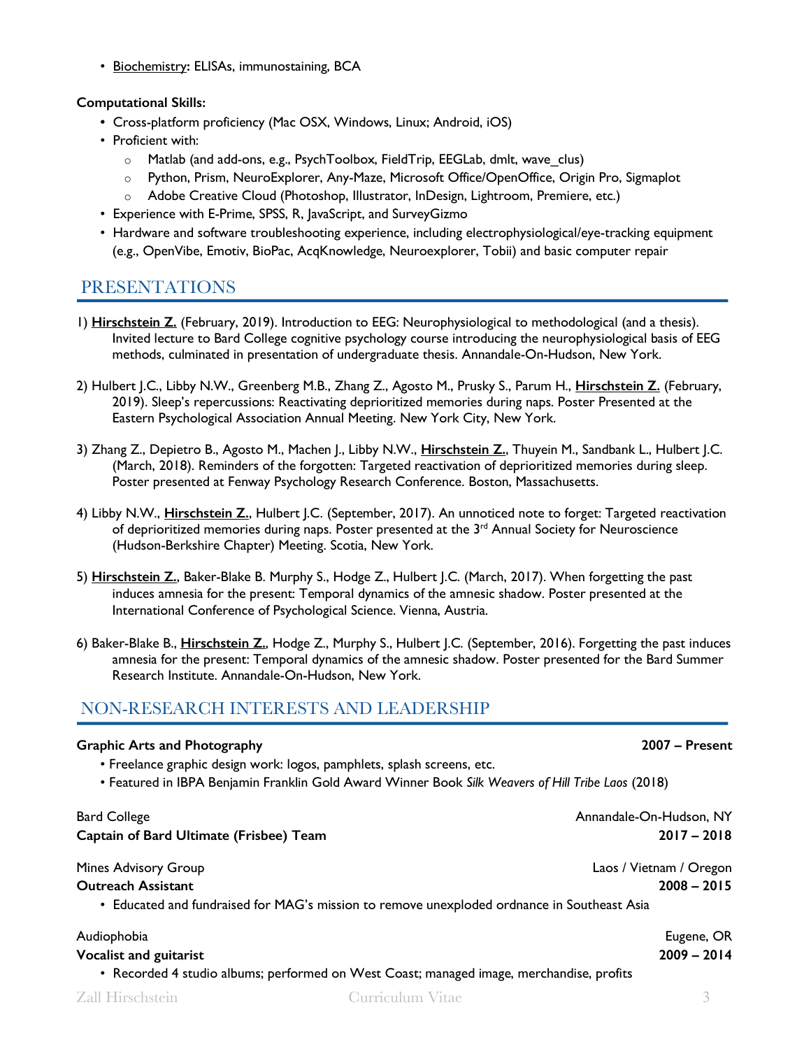- Biochemistry: ELISAs, immunostaining, BCA

**Computational Skills:**

- Cross-platform proficiency (Mac OSX, Windows, Linux; Android, iOS)
- Proficient with:
  - Matlab (and add-ons, e.g., PsychToolbox, FieldTrip, EEGLab, dmlt, wave_clus)
  - Python, Prism, NeuroExplorer, Any-Maze, Microsoft Office/OpenOffice, Origin Pro, Sigmaplot
  - Adobe Creative Cloud (Photoshop, Illustrator, InDesign, Lightroom, Premiere, etc.)
- Experience with E-Prime, SPSS, R, JavaScript, and SurveyGizmo
- Hardware and software troubleshooting experience, including electrophysiological/eye-tracking equipment (e.g., OpenVibe, Emotiv, BioPac, AcqKnowledge, Neuroexplorer, Tobii) and basic computer repair

## PRESENTATIONS

1) **Hirschstein Z.** (February, 2019). Introduction to EEG: Neurophysiological to methodological (and a thesis). Invited lecture to Bard College cognitive psychology course introducing the neurophysiological basis of EEG methods, culminated in presentation of undergraduate thesis. Annandale-On-Hudson, New York.

2) Hulbert J.C., Libby N.W., Greenberg M.B., Zhang Z., Agosto M., Prusky S., Parum H., **Hirschstein Z.** (February, 2019). Sleep's repercussions: Reactivating deprioritized memories during naps. Poster Presented at the Eastern Psychological Association Annual Meeting. New York City, New York.

3) Zhang Z., Depietro B., Agosto M., Machen J., Libby N.W., **Hirschstein Z.**, Thuyein M., Sandbank L., Hulbert J.C. (March, 2018). Reminders of the forgotten: Targeted reactivation of deprioritized memories during sleep. Poster presented at Fenway Psychology Research Conference. Boston, Massachusetts.

4) Libby N.W., **Hirschstein Z.**, Hulbert J.C. (September, 2017). An unnoticed note to forget: Targeted reactivation of deprioritized memories during naps. Poster presented at the 3rd Annual Society for Neuroscience (Hudson-Berkshire Chapter) Meeting. Scotia, New York.

5) **Hirschstein Z.**, Baker-Blake B. Murphy S., Hodge Z., Hulbert J.C. (March, 2017). When forgetting the past induces amnesia for the present: Temporal dynamics of the amnesic shadow. Poster presented at the International Conference of Psychological Science. Vienna, Austria.

6) Baker-Blake B., **Hirschstein Z.**, Hodge Z., Murphy S., Hulbert J.C. (September, 2016). Forgetting the past induces amnesia for the present: Temporal dynamics of the amnesic shadow. Poster presented for the Bard Summer Research Institute. Annandale-On-Hudson, New York.

## NON-RESEARCH INTERESTS AND LEADERSHIP

**Graphic Arts and Photography** — **2007 – Present**

- Freelance graphic design work: logos, pamphlets, splash screens, etc.
- Featured in IBPA Benjamin Franklin Gold Award Winner Book *Silk Weavers of Hill Tribe Laos* (2018)

Bard College — Annandale-On-Hudson, NY
**Captain of Bard Ultimate (Frisbee) Team** — **2017 – 2018**

Mines Advisory Group — Laos / Vietnam / Oregon
**Outreach Assistant** — **2008 – 2015**

- Educated and fundraised for MAG's mission to remove unexploded ordnance in Southeast Asia

Audiophobia — Eugene, OR
**Vocalist and guitarist** — **2009 – 2014**

- Recorded 4 studio albums; performed on West Coast; managed image, merchandise, profits